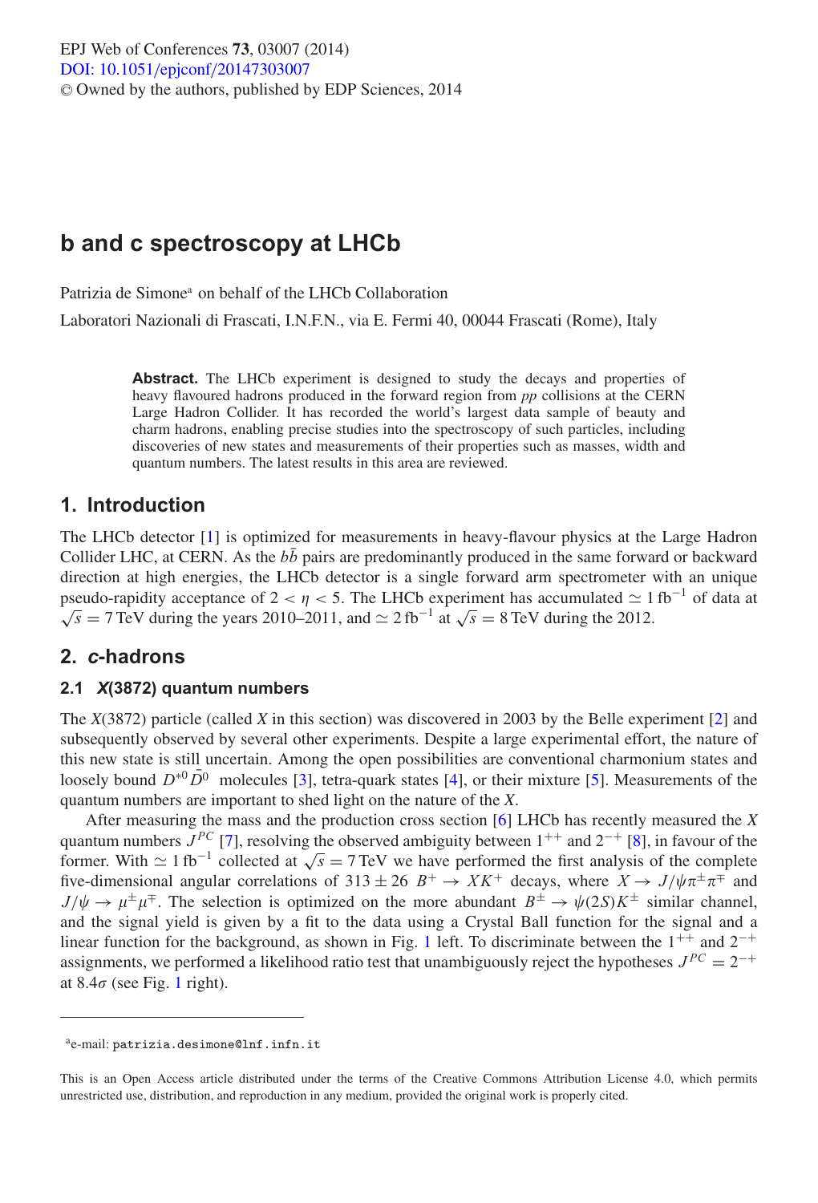# b and c spectroscopy at LHCb

Patrizia de Simone[a] on behalf of the LHCb Collaboration

Laboratori Nazionali di Frascati, I.N.F.N., via E. Fermi 40, 00044 Frascati (Rome), Italy

> **Abstract.** The LHCb experiment is designed to study the decays and properties of heavy flavoured hadrons produced in the forward region from $pp$ collisions at the CERN Large Hadron Collider. It has recorded the world's largest data sample of beauty and charm hadrons, enabling precise studies into the spectroscopy of such particles, including discoveries of new states and measurements of their properties such as masses, width and quantum numbers. The latest results in this area are reviewed.

## 1. Introduction

The LHCb detector [1] is optimized for measurements in heavy-flavour physics at the Large Hadron Collider LHC, at CERN. As the $b\bar{b}$ pairs are predominantly produced in the same forward or backward direction at high energies, the LHCb detector is a single forward arm spectrometer with an unique pseudo-rapidity acceptance of $2 < \eta < 5$. The LHCb experiment has accumulated $\simeq 1\,\mathrm{fb}^{-1}$ of data at $\sqrt{s} = 7\,\mathrm{TeV}$ during the years 2010–2011, and $\simeq 2\,\mathrm{fb}^{-1}$ at $\sqrt{s} = 8\,\mathrm{TeV}$ during the 2012.

## 2. *c*-hadrons

### 2.1 *X*(3872) quantum numbers

The $X(3872)$ particle (called $X$ in this section) was discovered in 2003 by the Belle experiment [2] and subsequently observed by several other experiments. Despite a large experimental effort, the nature of this new state is still uncertain. Among the open possibilities are conventional charmonium states and loosely bound $D^{*0}\bar{D}^0$ molecules [3], tetra-quark states [4], or their mixture [5]. Measurements of the quantum numbers are important to shed light on the nature of the $X$.

After measuring the mass and the production cross section [6] LHCb has recently measured the $X$ quantum numbers $J^{PC}$ [7], resolving the observed ambiguity between $1^{++}$ and $2^{-+}$ [8], in favour of the former. With $\simeq 1\,\mathrm{fb}^{-1}$ collected at $\sqrt{s} = 7\,\mathrm{TeV}$ we have performed the first analysis of the complete five-dimensional angular correlations of $313 \pm 26$ $B^+ \to XK^+$ decays, where $X \to J/\psi\pi^\pm\pi^\mp$ and $J/\psi \to \mu^\pm\mu^\mp$. The selection is optimized on the more abundant $B^\pm \to \psi(2S)K^\pm$ similar channel, and the signal yield is given by a fit to the data using a Crystal Ball function for the signal and a linear function for the background, as shown in Fig. 1 left. To discriminate between the $1^{++}$ and $2^{-+}$ assignments, we performed a likelihood ratio test that unambiguously reject the hypotheses $J^{PC} = 2^{-+}$ at $8.4\sigma$ (see Fig. 1 right).

---

[a] e-mail: `patrizia.desimone@lnf.infn.it`

This is an Open Access article distributed under the terms of the Creative Commons Attribution License 4.0, which permits unrestricted use, distribution, and reproduction in any medium, provided the original work is properly cited.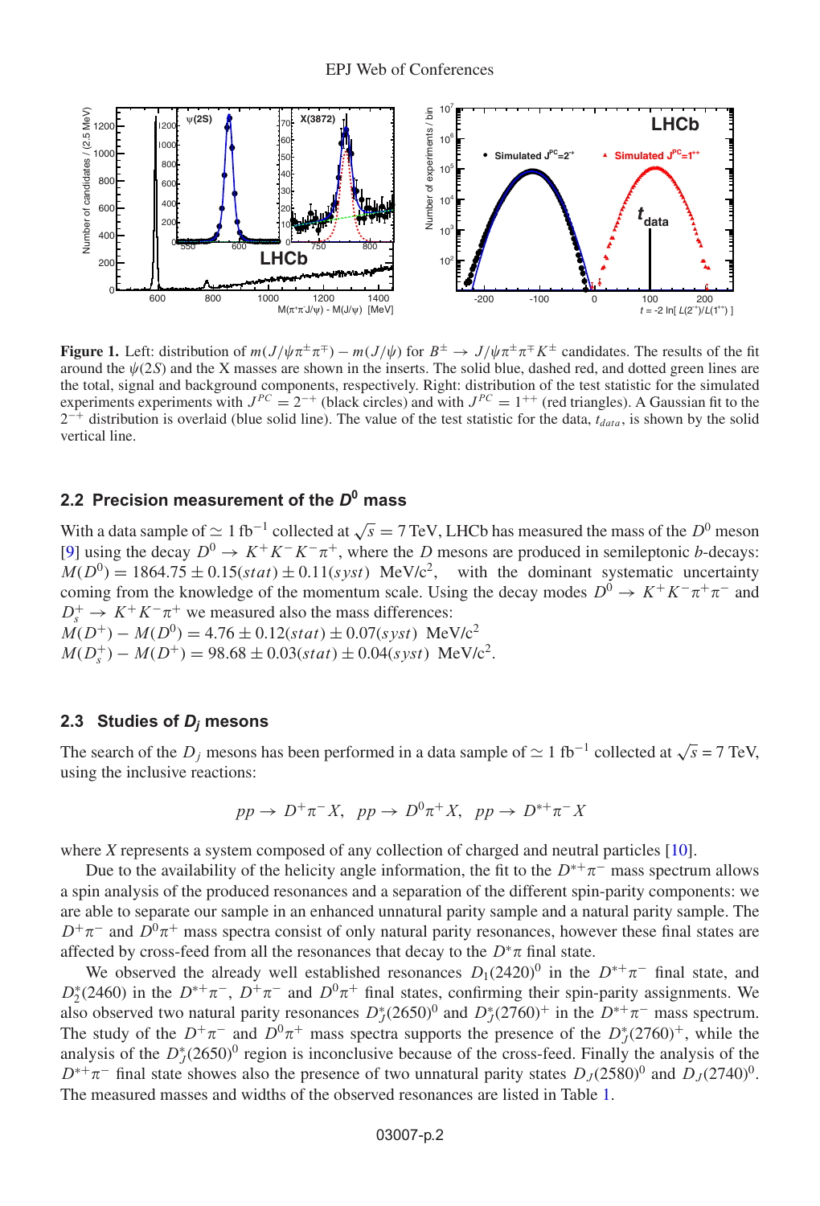**Figure 1.** Left: distribution of $m(J/\psi\pi^{\pm}\pi^{\mp}) - m(J/\psi)$ for $B^{\pm} \to J/\psi\pi^{\pm}\pi^{\mp}K^{\pm}$ candidates. The results of the fit around the $\psi(2S)$ and the X masses are shown in the inserts. The solid blue, dashed red, and dotted green lines are the total, signal and background components, respectively. Right: distribution of the test statistic for the simulated experiments experiments with $J^{PC} = 2^{-+}$ (black circles) and with $J^{PC} = 1^{++}$ (red triangles). A Gaussian fit to the $2^{-+}$ distribution is overlaid (blue solid line). The value of the test statistic for the data, $t_{data}$, is shown by the solid vertical line.

## 2.2 Precision measurement of the $D^0$ mass

With a data sample of $\simeq 1\ \text{fb}^{-1}$ collected at $\sqrt{s} = 7$ TeV, LHCb has measured the mass of the $D^0$ meson [9] using the decay $D^0 \to K^+K^-K^-\pi^+$, where the $D$ mesons are produced in semileptonic $b$-decays: $M(D^0) = 1864.75 \pm 0.15(stat) \pm 0.11(syst)$ MeV/c$^2$, with the dominant systematic uncertainty coming from the knowledge of the momentum scale. Using the decay modes $D^0 \to K^+K^-\pi^+\pi^-$ and $D_s^+ \to K^+K^-\pi^+$ we measured also the mass differences:
$M(D^+) - M(D^0) = 4.76 \pm 0.12(stat) \pm 0.07(syst)$ MeV/c$^2$
$M(D_s^+) - M(D^+) = 98.68 \pm 0.03(stat) \pm 0.04(syst)$ MeV/c$^2$.

## 2.3 Studies of $D_j$ mesons

The search of the $D_j$ mesons has been performed in a data sample of $\simeq 1\ \text{fb}^{-1}$ collected at $\sqrt{s} = 7$ TeV, using the inclusive reactions:

$$pp \to D^+\pi^-X, \quad pp \to D^0\pi^+X, \quad pp \to D^{*+}\pi^-X$$

where $X$ represents a system composed of any collection of charged and neutral particles [10].

Due to the availability of the helicity angle information, the fit to the $D^{*+}\pi^-$ mass spectrum allows a spin analysis of the produced resonances and a separation of the different spin-parity components: we are able to separate our sample in an enhanced unnatural parity sample and a natural parity sample. The $D^+\pi^-$ and $D^0\pi^+$ mass spectra consist of only natural parity resonances, however these final states are affected by cross-feed from all the resonances that decay to the $D^*\pi$ final state.

We observed the already well established resonances $D_1(2420)^0$ in the $D^{*+}\pi^-$ final state, and $D_2^*(2460)$ in the $D^{*+}\pi^-$, $D^+\pi^-$ and $D^0\pi^+$ final states, confirming their spin-parity assignments. We also observed two natural parity resonances $D_J^*(2650)^0$ and $D_J^*(2760)^+$ in the $D^{*+}\pi^-$ mass spectrum. The study of the $D^+\pi^-$ and $D^0\pi^+$ mass spectra supports the presence of the $D_J^*(2760)^+$, while the analysis of the $D_J^*(2650)^0$ region is inconclusive because of the cross-feed. Finally the analysis of the $D^{*+}\pi^-$ final state showes also the presence of two unnatural parity states $D_J(2580)^0$ and $D_J(2740)^0$. The measured masses and widths of the observed resonances are listed in Table 1.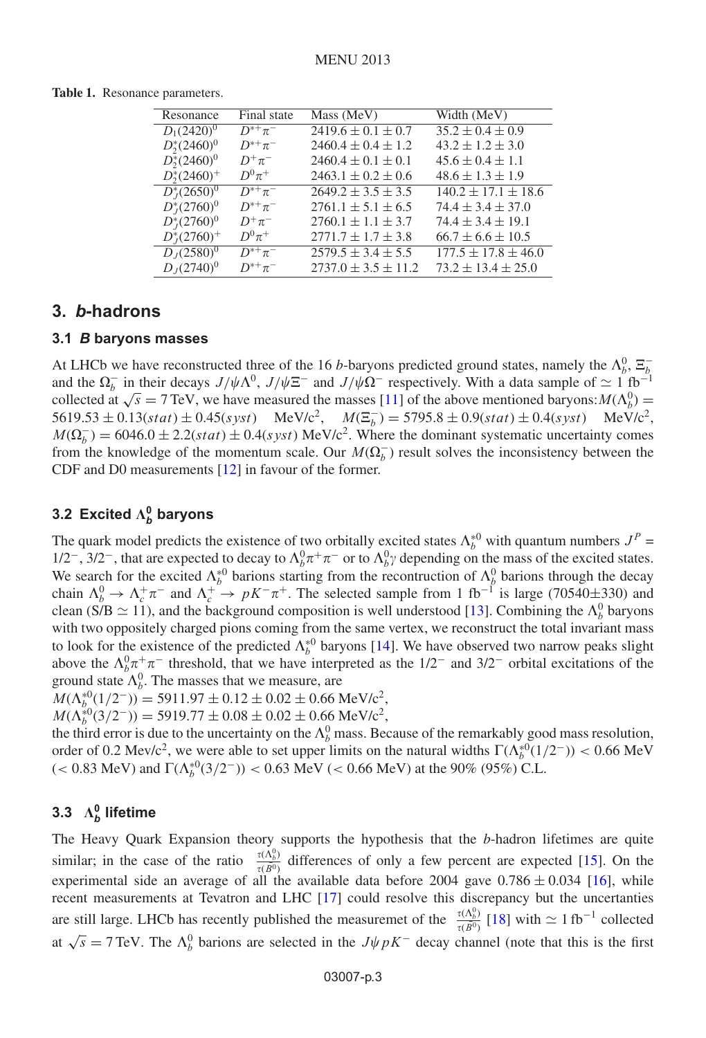**Table 1.** Resonance parameters.

| Resonance | Final state | Mass (MeV) | Width (MeV) |
|---|---|---|---|
| $D_1(2420)^0$ | $D^{*+}\pi^-$ | $2419.6 \pm 0.1 \pm 0.7$ | $35.2 \pm 0.4 \pm 0.9$ |
| $D_2^*(2460)^0$ | $D^{*+}\pi^-$ | $2460.4 \pm 0.4 \pm 1.2$ | $43.2 \pm 1.2 \pm 3.0$ |
| $D_2^*(2460)^0$ | $D^+\pi^-$ | $2460.4 \pm 0.1 \pm 0.1$ | $45.6 \pm 0.4 \pm 1.1$ |
| $D_2^*(2460)^+$ | $D^0\pi^+$ | $2463.1 \pm 0.2 \pm 0.6$ | $48.6 \pm 1.3 \pm 1.9$ |
| $D_J^*(2650)^0$ | $D^{*+}\pi^-$ | $2649.2 \pm 3.5 \pm 3.5$ | $140.2 \pm 17.1 \pm 18.6$ |
| $D_J^*(2760)^0$ | $D^{*+}\pi^-$ | $2761.1 \pm 5.1 \pm 6.5$ | $74.4 \pm 3.4 \pm 37.0$ |
| $D_J^*(2760)^0$ | $D^+\pi^-$ | $2760.1 \pm 1.1 \pm 3.7$ | $74.4 \pm 3.4 \pm 19.1$ |
| $D_J^*(2760)^+$ | $D^0\pi^+$ | $2771.7 \pm 1.7 \pm 3.8$ | $66.7 \pm 6.6 \pm 10.5$ |
| $D_J(2580)^0$ | $D^{*+}\pi^-$ | $2579.5 \pm 3.4 \pm 5.5$ | $177.5 \pm 17.8 \pm 46.0$ |
| $D_J(2740)^0$ | $D^{*+}\pi^-$ | $2737.0 \pm 3.5 \pm 11.2$ | $73.2 \pm 13.4 \pm 25.0$ |

## 3. *b*-hadrons

### 3.1 *B* baryons masses

At LHCb we have reconstructed three of the 16 *b*-baryons predicted ground states, namely the $\Lambda_b^0$, $\Xi_b^-$ and the $\Omega_b^-$ in their decays $J/\psi\Lambda^0$, $J/\psi\Xi^-$ and $J/\psi\Omega^-$ respectively. With a data sample of $\simeq 1$ fb$^{-1}$ collected at $\sqrt{s} = 7$ TeV, we have measured the masses [11] of the above mentioned baryons: $M(\Lambda_b^0) = 5619.53 \pm 0.13(stat) \pm 0.45(syst)$ MeV/c$^2$, $M(\Xi_b^-) = 5795.8 \pm 0.9(stat) \pm 0.4(syst)$ MeV/c$^2$, $M(\Omega_b^-) = 6046.0 \pm 2.2(stat) \pm 0.4(syst)$ MeV/c$^2$. Where the dominant systematic uncertainty comes from the knowledge of the momentum scale. Our $M(\Omega_b^-)$ result solves the inconsistency between the CDF and D0 measurements [12] in favour of the former.

### 3.2 Excited $\Lambda_b^0$ baryons

The quark model predicts the existence of two orbitally excited states $\Lambda_b^{*0}$ with quantum numbers $J^P = 1/2^-, 3/2^-$, that are expected to decay to $\Lambda_b^0\pi^+\pi^-$ or to $\Lambda_b^0\gamma$ depending on the mass of the excited states. We search for the excited $\Lambda_b^{*0}$ barions starting from the recontruction of $\Lambda_b^0$ barions through the decay chain $\Lambda_b^0 \to \Lambda_c^+\pi^-$ and $\Lambda_c^+ \to pK^-\pi^+$. The selected sample from 1 fb$^{-1}$ is large (70540±330) and clean (S/B $\simeq 11$), and the background composition is well understood [13]. Combining the $\Lambda_b^0$ baryons with two oppositely charged pions coming from the same vertex, we reconstruct the total invariant mass to look for the existence of the predicted $\Lambda_b^{*0}$ baryons [14]. We have observed two narrow peaks slight above the $\Lambda_b^0\pi^+\pi^-$ threshold, that we have interpreted as the $1/2^-$ and $3/2^-$ orbital excitations of the ground state $\Lambda_b^0$. The masses that we measure, are

$M(\Lambda_b^{*0}(1/2^-)) = 5911.97 \pm 0.12 \pm 0.02 \pm 0.66$ MeV/c$^2$,

$M(\Lambda_b^{*0}(3/2^-)) = 5919.77 \pm 0.08 \pm 0.02 \pm 0.66$ MeV/c$^2$,

the third error is due to the uncertainty on the $\Lambda_b^0$ mass. Because of the remarkably good mass resolution, order of 0.2 Mev/c$^2$, we were able to set upper limits on the natural widths $\Gamma(\Lambda_b^{*0}(1/2^-)) < 0.66$ MeV ($< 0.83$ MeV) and $\Gamma(\Lambda_b^{*0}(3/2^-)) < 0.63$ MeV ($< 0.66$ MeV) at the 90% (95%) C.L.

### 3.3 $\Lambda_b^0$ lifetime

The Heavy Quark Expansion theory supports the hypothesis that the *b*-hadron lifetimes are quite similar; in the case of the ratio $\frac{\tau(\Lambda_b^0)}{\tau(B^0)}$ differences of only a few percent are expected [15]. On the experimental side an average of all the available data before 2004 gave $0.786 \pm 0.034$ [16], while recent measurements at Tevatron and LHC [17] could resolve this discrepancy but the uncertanties are still large. LHCb has recently published the measuremet of the $\frac{\tau(\Lambda_b^0)}{\tau(B^0)}$ [18] with $\simeq 1$ fb$^{-1}$ collected at $\sqrt{s} = 7$ TeV. The $\Lambda_b^0$ barions are selected in the $J\psi pK^-$ decay channel (note that this is the first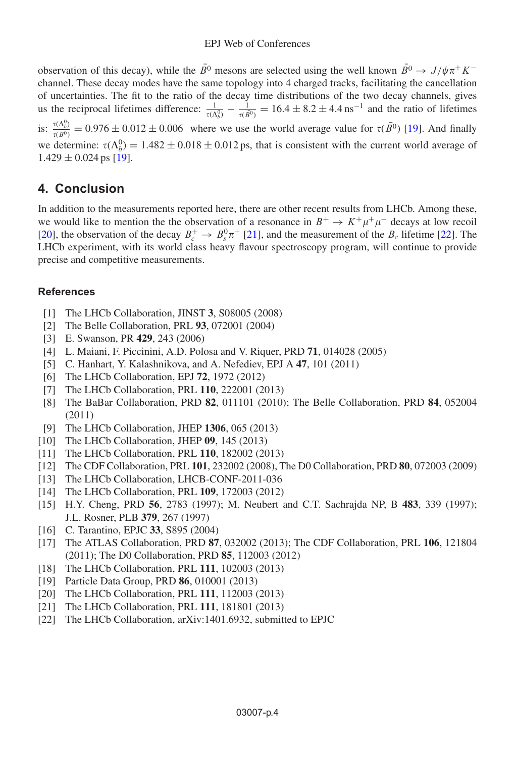observation of this decay), while the $\bar{B}^0$ mesons are selected using the well known $\bar{B}^0 \to J/\psi\pi^+K^-$ channel. These decay modes have the same topology into 4 charged tracks, facilitating the cancellation of uncertainties. The fit to the ratio of the decay time distributions of the two decay channels, gives us the reciprocal lifetimes difference: $\frac{1}{\tau(\Lambda_b^0)} - \frac{1}{\tau(\bar{B}^0)} = 16.4 \pm 8.2 \pm 4.4\,\mathrm{ns}^{-1}$ and the ratio of lifetimes is: $\frac{\tau(\Lambda_b^0)}{\tau(\bar{B}^0)} = 0.976 \pm 0.012 \pm 0.006$ where we use the world average value for $\tau(\bar{B}^0)$ [19]. And finally we determine: $\tau(\Lambda_b^0) = 1.482 \pm 0.018 \pm 0.012\,\mathrm{ps}$, that is consistent with the current world average of $1.429 \pm 0.024\,\mathrm{ps}$ [19].

## 4. Conclusion

In addition to the measurements reported here, there are other recent results from LHCb. Among these, we would like to mention the the observation of a resonance in $B^+ \to K^+\mu^+\mu^-$ decays at low recoil [20], the observation of the decay $B_c^+ \to B_s^0\pi^+$ [21], and the measurement of the $B_c$ lifetime [22]. The LHCb experiment, with its world class heavy flavour spectroscopy program, will continue to provide precise and competitive measurements.

### References

[1] The LHCb Collaboration, JINST **3**, S08005 (2008)
[2] The Belle Collaboration, PRL **93**, 072001 (2004)
[3] E. Swanson, PR **429**, 243 (2006)
[4] L. Maiani, F. Piccinini, A.D. Polosa and V. Riquer, PRD **71**, 014028 (2005)
[5] C. Hanhart, Y. Kalashnikova, and A. Nefediev, EPJ A **47**, 101 (2011)
[6] The LHCb Collaboration, EPJ **72**, 1972 (2012)
[7] The LHCb Collaboration, PRL **110**, 222001 (2013)
[8] The BaBar Collaboration, PRD **82**, 011101 (2010); The Belle Collaboration, PRD **84**, 052004 (2011)
[9] The LHCb Collaboration, JHEP **1306**, 065 (2013)
[10] The LHCb Collaboration, JHEP **09**, 145 (2013)
[11] The LHCb Collaboration, PRL **110**, 182002 (2013)
[12] The CDF Collaboration, PRL **101**, 232002 (2008), The D0 Collaboration, PRD **80**, 072003 (2009)
[13] The LHCb Collaboration, LHCB-CONF-2011-036
[14] The LHCb Collaboration, PRL **109**, 172003 (2012)
[15] H.Y. Cheng, PRD **56**, 2783 (1997); M. Neubert and C.T. Sachrajda NP, B **483**, 339 (1997); J.L. Rosner, PLB **379**, 267 (1997)
[16] C. Tarantino, EPJC **33**, S895 (2004)
[17] The ATLAS Collaboration, PRD **87**, 032002 (2013); The CDF Collaboration, PRL **106**, 121804 (2011); The D0 Collaboration, PRD **85**, 112003 (2012)
[18] The LHCb Collaboration, PRL **111**, 102003 (2013)
[19] Particle Data Group, PRD **86**, 010001 (2013)
[20] The LHCb Collaboration, PRL **111**, 112003 (2013)
[21] The LHCb Collaboration, PRL **111**, 181801 (2013)
[22] The LHCb Collaboration, arXiv:1401.6932, submitted to EPJC